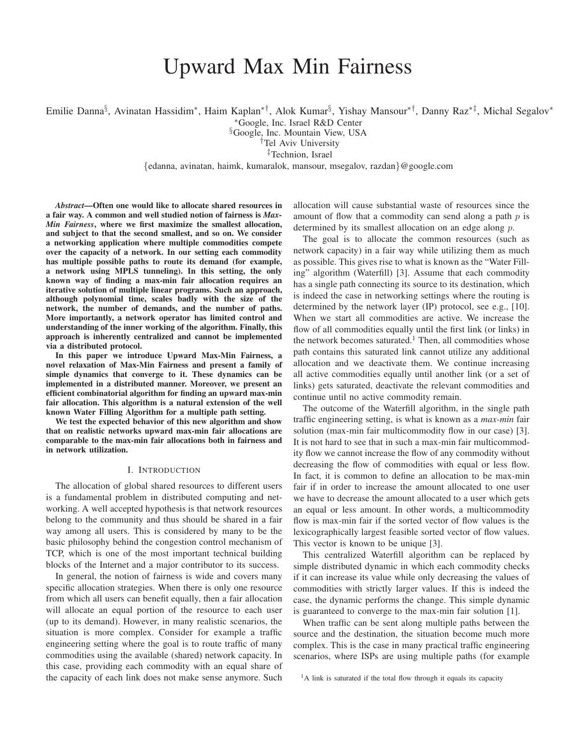# Upward Max Min Fairness

Emilie Danna[§], Avinatan Hassidim[*], Haim Kaplan[*†], Alok Kumar[§], Yishay Mansour[*†], Danny Raz[*‡], Michal Segalov[*]

[*]Google, Inc. Israel R&D Center
[§]Google, Inc. Mountain View, USA
[†]Tel Aviv University
[‡]Technion, Israel

{edanna, avinatan, haimk, kumaralok, mansour, msegalov, razdan}@google.com

***Abstract*—Often one would like to allocate shared resources in a fair way. A common and well studied notion of fairness is *Max-Min Fairness*, where we first maximize the smallest allocation, and subject to that the second smallest, and so on. We consider a networking application where multiple commodities compete over the capacity of a network. In our setting each commodity has multiple possible paths to route its demand (for example, a network using MPLS tunneling). In this setting, the only known way of finding a max-min fair allocation requires an iterative solution of multiple linear programs. Such an approach, although polynomial time, scales badly with the size of the network, the number of demands, and the number of paths. More importantly, a network operator has limited control and understanding of the inner working of the algorithm. Finally, this approach is inherently centralized and cannot be implemented via a distributed protocol.**

**In this paper we introduce Upward Max-Min Fairness, a novel relaxation of Max-Min Fairness and present a family of simple dynamics that converge to it. These dynamics can be implemented in a distributed manner. Moreover, we present an efficient combinatorial algorithm for finding an upward max-min fair allocation. This algorithm is a natural extension of the well known Water Filling Algorithm for a multiple path setting.**

**We test the expected behavior of this new algorithm and show that on realistic networks upward max-min fair allocations are comparable to the max-min fair allocations both in fairness and in network utilization.**

## I. Introduction

The allocation of global shared resources to different users is a fundamental problem in distributed computing and networking. A well accepted hypothesis is that network resources belong to the community and thus should be shared in a fair way among all users. This is considered by many to be the basic philosophy behind the congestion control mechanism of TCP, which is one of the most important technical building blocks of the Internet and a major contributor to its success.

In general, the notion of fairness is wide and covers many specific allocation strategies. When there is only one resource from which all users can benefit equally, then a fair allocation will allocate an equal portion of the resource to each user (up to its demand). However, in many realistic scenarios, the situation is more complex. Consider for example a traffic engineering setting where the goal is to route traffic of many commodities using the available (shared) network capacity. In this case, providing each commodity with an equal share of the capacity of each link does not make sense anymore. Such allocation will cause substantial waste of resources since the amount of flow that a commodity can send along a path $p$ is determined by its smallest allocation on an edge along $p$.

The goal is to allocate the common resources (such as network capacity) in a fair way while utilizing them as much as possible. This gives rise to what is known as the "Water Filling" algorithm (Waterfill) [3]. Assume that each commodity has a single path connecting its source to its destination, which is indeed the case in networking settings where the routing is determined by the network layer (IP) protocol, see e.g., [10]. When we start all commodities are active. We increase the flow of all commodities equally until the first link (or links) in the network becomes saturated.[1] Then, all commodities whose path contains this saturated link cannot utilize any additional allocation and we deactivate them. We continue increasing all active commodities equally until another link (or a set of links) gets saturated, deactivate the relevant commodities and continue until no active commodity remain.

The outcome of the Waterfill algorithm, in the single path traffic engineering setting, is what is known as a *max-min* fair solution (max-min fair multicommodity flow in our case) [3]. It is not hard to see that in such a max-min fair multicommodity flow we cannot increase the flow of any commodity without decreasing the flow of commodities with equal or less flow. In fact, it is common to define an allocation to be max-min fair if in order to increase the amount allocated to one user we have to decrease the amount allocated to a user which gets an equal or less amount. In other words, a multicommodity flow is max-min fair if the sorted vector of flow values is the lexicographically largest feasible sorted vector of flow values. This vector is known to be unique [3].

This centralized Waterfill algorithm can be replaced by simple distributed dynamic in which each commodity checks if it can increase its value while only decreasing the values of commodities with strictly larger values. If this is indeed the case, the dynamic performs the change. This simple dynamic is guaranteed to converge to the max-min fair solution [1].

When traffic can be sent along multiple paths between the source and the destination, the situation become much more complex. This is the case in many practical traffic engineering scenarios, where ISPs are using multiple paths (for example

[1]A link is saturated if the total flow through it equals its capacity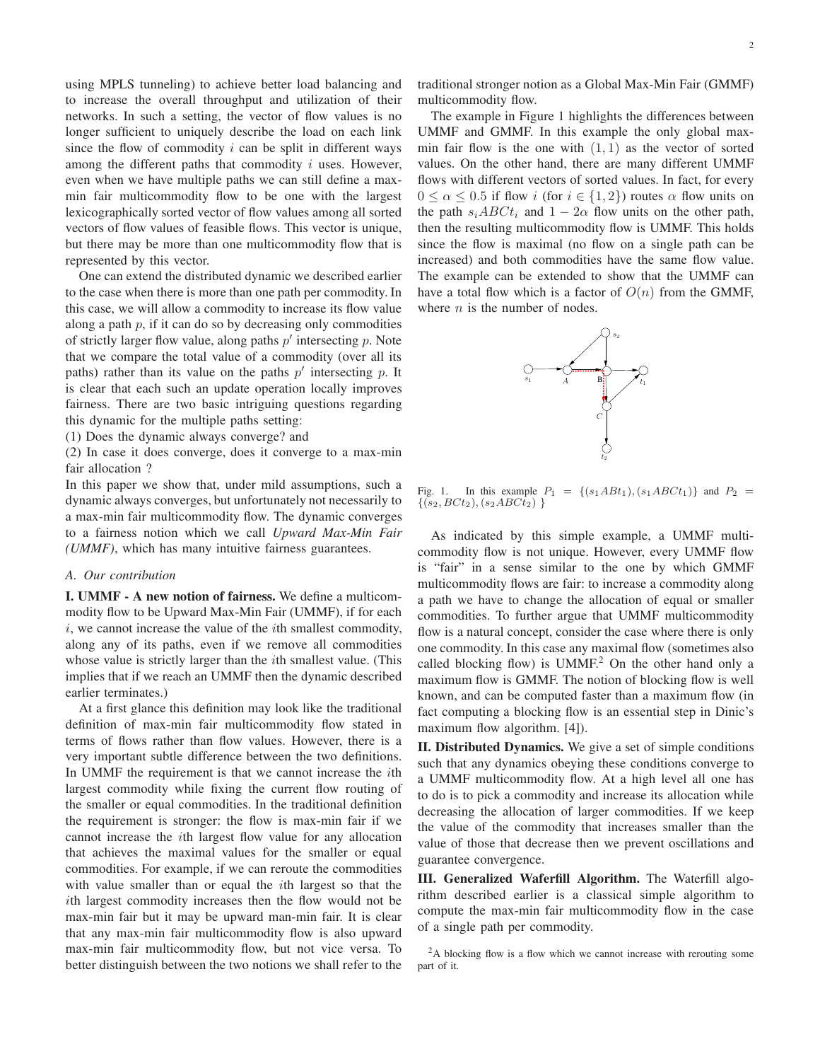using MPLS tunneling) to achieve better load balancing and to increase the overall throughput and utilization of their networks. In such a setting, the vector of flow values is no longer sufficient to uniquely describe the load on each link since the flow of commodity $i$ can be split in different ways among the different paths that commodity $i$ uses. However, even when we have multiple paths we can still define a max-min fair multicommodity flow to be one with the largest lexicographically sorted vector of flow values among all sorted vectors of flow values of feasible flows. This vector is unique, but there may be more than one multicommodity flow that is represented by this vector.

One can extend the distributed dynamic we described earlier to the case when there is more than one path per commodity. In this case, we will allow a commodity to increase its flow value along a path $p$, if it can do so by decreasing only commodities of strictly larger flow value, along paths $p'$ intersecting $p$. Note that we compare the total value of a commodity (over all its paths) rather than its value on the paths $p'$ intersecting $p$. It is clear that each such an update operation locally improves fairness. There are two basic intriguing questions regarding this dynamic for the multiple paths setting:

(1) Does the dynamic always converge? and

(2) In case it does converge, does it converge to a max-min fair allocation ?

In this paper we show that, under mild assumptions, such a dynamic always converges, but unfortunately not necessarily to a max-min fair multicommodity flow. The dynamic converges to a fairness notion which we call *Upward Max-Min Fair (UMMF)*, which has many intuitive fairness guarantees.

### A. Our contribution

**I. UMMF - A new notion of fairness.** We define a multicommodity flow to be Upward Max-Min Fair (UMMF), if for each $i$, we cannot increase the value of the $i$th smallest commodity, along any of its paths, even if we remove all commodities whose value is strictly larger than the $i$th smallest value. (This implies that if we reach an UMMF then the dynamic described earlier terminates.)

At a first glance this definition may look like the traditional definition of max-min fair multicommodity flow stated in terms of flows rather than flow values. However, there is a very important subtle difference between the two definitions. In UMMF the requirement is that we cannot increase the $i$th largest commodity while fixing the current flow routing of the smaller or equal commodities. In the traditional definition the requirement is stronger: the flow is max-min fair if we cannot increase the $i$th largest flow value for any allocation that achieves the maximal values for the smaller or equal commodities. For example, if we can reroute the commodities with value smaller than or equal the $i$th largest so that the $i$th largest commodity increases then the flow would not be max-min fair but it may be upward man-min fair. It is clear that any max-min fair multicommodity flow is also upward max-min fair multicommodity flow, but not vice versa. To better distinguish between the two notions we shall refer to the traditional stronger notion as a Global Max-Min Fair (GMMF) multicommodity flow.

The example in Figure 1 highlights the differences between UMMF and GMMF. In this example the only global max-min fair flow is the one with $(1, 1)$ as the vector of sorted values. On the other hand, there are many different UMMF flows with different vectors of sorted values. In fact, for every $0 \leq \alpha \leq 0.5$ if flow $i$ (for $i \in \{1, 2\}$) routes $\alpha$ flow units on the path $s_i ABCt_i$ and $1 - 2\alpha$ flow units on the other path, then the resulting multicommodity flow is UMMF. This holds since the flow is maximal (no flow on a single path can be increased) and both commodities have the same flow value. The example can be extended to show that the UMMF can have a total flow which is a factor of $O(n)$ from the GMMF, where $n$ is the number of nodes.

Fig. 1. In this example $P_1 = \{(s_1 ABt_1), (s_1 ABCt_1)\}$ and $P_2 = \{(s_2, BCt_2), (s_2 ABCt_2)\}$

As indicated by this simple example, a UMMF multicommodity flow is not unique. However, every UMMF flow is "fair" in a sense similar to the one by which GMMF multicommodity flows are fair: to increase a commodity along a path we have to change the allocation of equal or smaller commodities. To further argue that UMMF multicommodity flow is a natural concept, consider the case where there is only one commodity. In this case any maximal flow (sometimes also called blocking flow) is UMMF.[2] On the other hand only a maximum flow is GMMF. The notion of blocking flow is well known, and can be computed faster than a maximum flow (in fact computing a blocking flow is an essential step in Dinic's maximum flow algorithm. [4]).

**II. Distributed Dynamics.** We give a set of simple conditions such that any dynamics obeying these conditions converge to a UMMF multicommodity flow. At a high level all one has to do is to pick a commodity and increase its allocation while decreasing the allocation of larger commodities. If we keep the value of the commodity that increases smaller than the value of those that decrease then we prevent oscillations and guarantee convergence.

**III. Generalized Waferfill Algorithm.** The Waterfill algorithm described earlier is a classical simple algorithm to compute the max-min fair multicommodity flow in the case of a single path per commodity.

[2] A blocking flow is a flow which we cannot increase with rerouting some part of it.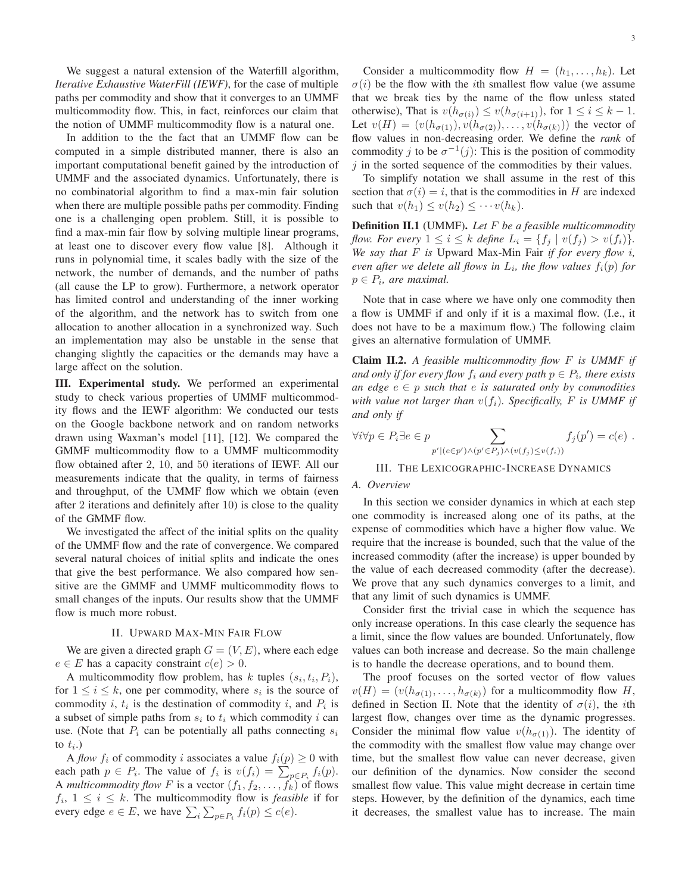We suggest a natural extension of the Waterfill algorithm, *Iterative Exhaustive WaterFill (IEWF)*, for the case of multiple paths per commodity and show that it converges to an UMMF multicommodity flow. This, in fact, reinforces our claim that the notion of UMMF multicommodity flow is a natural one.

In addition to the the fact that an UMMF flow can be computed in a simple distributed manner, there is also an important computational benefit gained by the introduction of UMMF and the associated dynamics. Unfortunately, there is no combinatorial algorithm to find a max-min fair solution when there are multiple possible paths per commodity. Finding one is a challenging open problem. Still, it is possible to find a max-min fair flow by solving multiple linear programs, at least one to discover every flow value [8]. Although it runs in polynomial time, it scales badly with the size of the network, the number of demands, and the number of paths (all cause the LP to grow). Furthermore, a network operator has limited control and understanding of the inner working of the algorithm, and the network has to switch from one allocation to another allocation in a synchronized way. Such an implementation may also be unstable in the sense that changing slightly the capacities or the demands may have a large affect on the solution.

**III. Experimental study.** We performed an experimental study to check various properties of UMMF multicommodity flows and the IEWF algorithm: We conducted our tests on the Google backbone network and on random networks drawn using Waxman's model [11], [12]. We compared the GMMF multicommodity flow to a UMMF multicommodity flow obtained after 2, 10, and 50 iterations of IEWF. All our measurements indicate that the quality, in terms of fairness and throughput, of the UMMF flow which we obtain (even after 2 iterations and definitely after 10) is close to the quality of the GMMF flow.

We investigated the affect of the initial splits on the quality of the UMMF flow and the rate of convergence. We compared several natural choices of initial splits and indicate the ones that give the best performance. We also compared how sensitive are the GMMF and UMMF multicommodity flows to small changes of the inputs. Our results show that the UMMF flow is much more robust.

## II. Upward Max-Min Fair Flow

We are given a directed graph $G = (V, E)$, where each edge $e \in E$ has a capacity constraint $c(e) > 0$.

A multicommodity flow problem, has $k$ tuples $(s_i, t_i, P_i)$, for $1 \le i \le k$, one per commodity, where $s_i$ is the source of commodity $i$, $t_i$ is the destination of commodity $i$, and $P_i$ is a subset of simple paths from $s_i$ to $t_i$ which commodity $i$ can use. (Note that $P_i$ can be potentially all paths connecting $s_i$ to $t_i$.)

A *flow* $f_i$ of commodity $i$ associates a value $f_i(p) \ge 0$ with each path $p \in P_i$. The value of $f_i$ is $v(f_i) = \sum_{p \in P_i} f_i(p)$. A *multicommodity flow* $F$ is a vector $(f_1, f_2, \ldots, f_k)$ of flows $f_i$, $1 \le i \le k$. The multicommodity flow is *feasible* if for every edge $e \in E$, we have $\sum_i \sum_{p \in P_i} f_i(p) \le c(e)$.

Consider a multicommodity flow $H = (h_1, \ldots, h_k)$. Let $\sigma(i)$ be the flow with the $i$th smallest flow value (we assume that we break ties by the name of the flow unless stated otherwise), That is $v(h_{\sigma(i)}) \le v(h_{\sigma(i+1)})$, for $1 \le i \le k-1$. Let $v(H) = (v(h_{\sigma(1)}), v(h_{\sigma(2)}), \ldots, v(h_{\sigma(k)}))$ the vector of flow values in non-decreasing order. We define the *rank* of commodity $j$ to be $\sigma^{-1}(j)$: This is the position of commodity $j$ in the sorted sequence of the commodities by their values.

To simplify notation we shall assume in the rest of this section that $\sigma(i) = i$, that is the commodities in $H$ are indexed such that $v(h_1) \le v(h_2) \le \cdots v(h_k)$.

**Definition II.1** (UMMF). *Let $F$ be a feasible multicommodity flow. For every $1 \le i \le k$ define $L_i = \{f_j \mid v(f_j) > v(f_i)\}$. We say that $F$ is* Upward Max-Min Fair *if for every flow $i$, even after we delete all flows in $L_i$, the flow values $f_i(p)$ for $p \in P_i$, are maximal.*

Note that in case where we have only one commodity then a flow is UMMF if and only if it is a maximal flow. (I.e., it does not have to be a maximum flow.) The following claim gives an alternative formulation of UMMF.

**Claim II.2.** *A feasible multicommodity flow $F$ is UMMF if and only if for every flow $f_i$ and every path $p \in P_i$, there exists an edge $e \in p$ such that $e$ is saturated only by commodities with value not larger than $v(f_i)$. Specifically, $F$ is UMMF if and only if*

$$\forall i \forall p \in P_i \exists e \in p \sum_{p' \mid (e \in p') \wedge (p' \in P_j) \wedge (v(f_j) \le v(f_i))} f_j(p') = c(e) \ .$$

## III. The Lexicographic-Increase Dynamics

### A. Overview

In this section we consider dynamics in which at each step one commodity is increased along one of its paths, at the expense of commodities which have a higher flow value. We require that the increase is bounded, such that the value of the increased commodity (after the increase) is upper bounded by the value of each decreased commodity (after the decrease). We prove that any such dynamics converges to a limit, and that any limit of such dynamics is UMMF.

Consider first the trivial case in which the sequence has only increase operations. In this case clearly the sequence has a limit, since the flow values are bounded. Unfortunately, flow values can both increase and decrease. So the main challenge is to handle the decrease operations, and to bound them.

The proof focuses on the sorted vector of flow values $v(H) = (v(h_{\sigma(1)}, \ldots, h_{\sigma(k)})$ for a multicommodity flow $H$, defined in Section II. Note that the identity of $\sigma(i)$, the $i$th largest flow, changes over time as the dynamic progresses. Consider the minimal flow value $v(h_{\sigma(1)})$. The identity of the commodity with the smallest flow value may change over time, but the smallest flow value can never decrease, given our definition of the dynamics. Now consider the second smallest flow value. This value might decrease in certain time steps. However, by the definition of the dynamics, each time it decreases, the smallest value has to increase. The main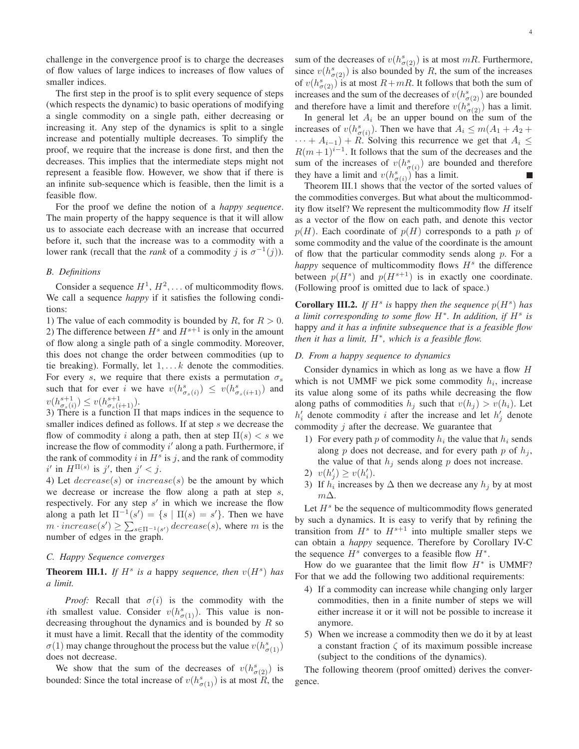challenge in the convergence proof is to charge the decreases of flow values of large indices to increases of flow values of smaller indices.

The first step in the proof is to split every sequence of steps (which respects the dynamic) to basic operations of modifying a single commodity on a single path, either decreasing or increasing it. Any step of the dynamics is split to a single increase and potentially multiple decreases. To simplify the proof, we require that the increase is done first, and then the decreases. This implies that the intermediate steps might not represent a feasible flow. However, we show that if there is an infinite sub-sequence which is feasible, then the limit is a feasible flow.

For the proof we define the notion of a *happy sequence*. The main property of the happy sequence is that it will allow us to associate each decrease with an increase that occurred before it, such that the increase was to a commodity with a lower rank (recall that the *rank* of a commodity $j$ is $\sigma^{-1}(j)$).

### B. Definitions

Consider a sequence $H^1$, $H^2, \ldots$ of multicommodity flows. We call a sequence *happy* if it satisfies the following conditions:

1) The value of each commodity is bounded by $R$, for $R > 0$.
2) The difference between $H^s$ and $H^{s+1}$ is only in the amount of flow along a single path of a single commodity. Moreover, this does not change the order between commodities (up to tie breaking). Formally, let $1, \ldots k$ denote the commodities. For every $s$, we require that there exists a permutation $\sigma_s$ such that for ever $i$ we have $v(h^s_{\sigma_s(i)}) \leq v(h^s_{\sigma_s(i+1)})$ and $v(h^{s+1}_{\sigma_s(i)}) \leq v(h^{s+1}_{\sigma_s(i+1)})$.
3) There is a function $\Pi$ that maps indices in the sequence to smaller indices defined as follows. If at step $s$ we decrease the flow of commodity $i$ along a path, then at step $\Pi(s) < s$ we increase the flow of commodity $i'$ along a path. Furthermore, if the rank of commodity $i$ in $H^s$ is $j$, and the rank of commodity $i'$ in $H^{\Pi(s)}$ is $j'$, then $j' < j$.
4) Let $decrease(s)$ or $increase(s)$ be the amount by which we decrease or increase the flow along a path at step $s$, respectively. For any step $s'$ in which we increase the flow along a path let $\Pi^{-1}(s') = \{s \mid \Pi(s) = s'\}$. Then we have $m \cdot increase(s') \geq \sum_{s \in \Pi^{-1}(s')} decrease(s)$, where $m$ is the number of edges in the graph.

### C. Happy Sequence converges

**Theorem III.1.** *If $H^s$ is a* happy *sequence, then $v(H^s)$ has a limit.*

*Proof:* Recall that $\sigma(i)$ is the commodity with the $i$th smallest value. Consider $v(h^s_{\sigma(1)})$. This value is non-decreasing throughout the dynamics and is bounded by $R$ so it must have a limit. Recall that the identity of the commodity $\sigma(1)$ may change throughout the process but the value $v(h^s_{\sigma(1)})$ does not decrease.

We show that the sum of the decreases of $v(h^s_{\sigma(2)})$ is bounded: Since the total increase of $v(h^s_{\sigma(1)})$ is at most $R$, the sum of the decreases of $v(h^s_{\sigma(2)})$ is at most $mR$. Furthermore, since $v(h^s_{\sigma(2)})$ is also bounded by $R$, the sum of the increases of $v(h^s_{\sigma(2)})$ is at most $R + mR$. It follows that both the sum of increases and the sum of the decreases of $v(h^s_{\sigma(2)})$ are bounded and therefore have a limit and therefore $v(h^s_{\sigma(2)})$ has a limit.

In general let $A_i$ be an upper bound on the sum of the increases of $v(h^s_{\sigma(i)})$. Then we have that $A_i \leq m(A_1 + A_2 + \cdots + A_{i-1}) + R$. Solving this recurrence we get that $A_i \leq R(m+1)^{i-1}$. It follows that the sum of the decreases and the sum of the increases of $v(h^s_{\sigma(i)})$ are bounded and therefore they have a limit and $v(h^s_{\sigma(i)})$ has a limit. ∎

Theorem III.1 shows that the vector of the sorted values of the commodities converges. But what about the multicommodity flow itself? We represent the multicommodity flow $H$ itself as a vector of the flow on each path, and denote this vector $p(H)$. Each coordinate of $p(H)$ corresponds to a path $p$ of some commodity and the value of the coordinate is the amount of flow that the particular commodity sends along $p$. For a *happy* sequence of multicommodity flows $H^s$ the difference between $p(H^s)$ and $p(H^{s+1})$ is in exactly one coordinate. (Following proof is omitted due to lack of space.)

**Corollary III.2.** *If $H^s$ is* happy *then the sequence $p(H^s)$ has a limit corresponding to some flow $H^*$. In addition, if $H^s$ is* happy *and it has a infinite subsequence that is a feasible flow then it has a limit, $H^*$, which is a feasible flow.*

### D. From a happy sequence to dynamics

Consider dynamics in which as long as we have a flow $H$ which is not UMMF we pick some commodity $h_i$, increase its value along some of its paths while decreasing the flow along paths of commodities $h_j$ such that $v(h_j) > v(h_i)$. Let $h'_i$ denote commodity $i$ after the increase and let $h'_j$ denote commodity $j$ after the decrease. We guarantee that

1) For every path $p$ of commodity $h_i$ the value that $h_i$ sends along $p$ does not decrease, and for every path $p$ of $h_j$, the value of that $h_j$ sends along $p$ does not increase.
2) $v(h'_j) \geq v(h'_i)$.
3) If $h_i$ increases by $\Delta$ then we decrease any $h_j$ by at most $m\Delta$.

Let $H^s$ be the sequence of multicommodity flows generated by such a dynamics. It is easy to verify that by refining the transition from $H^s$ to $H^{s+1}$ into multiple smaller steps we can obtain a *happy* sequence. Therefore by Corollary IV-C the sequence $H^s$ converges to a feasible flow $H^*$.

How do we guarantee that the limit flow $H^*$ is UMMF? For that we add the following two additional requirements:

4) If a commodity can increase while changing only larger commodities, then in a finite number of steps we will either increase it or it will not be possible to increase it anymore.
5) When we increase a commodity then we do it by at least a constant fraction $\zeta$ of its maximum possible increase (subject to the conditions of the dynamics).

The following theorem (proof omitted) derives the convergence.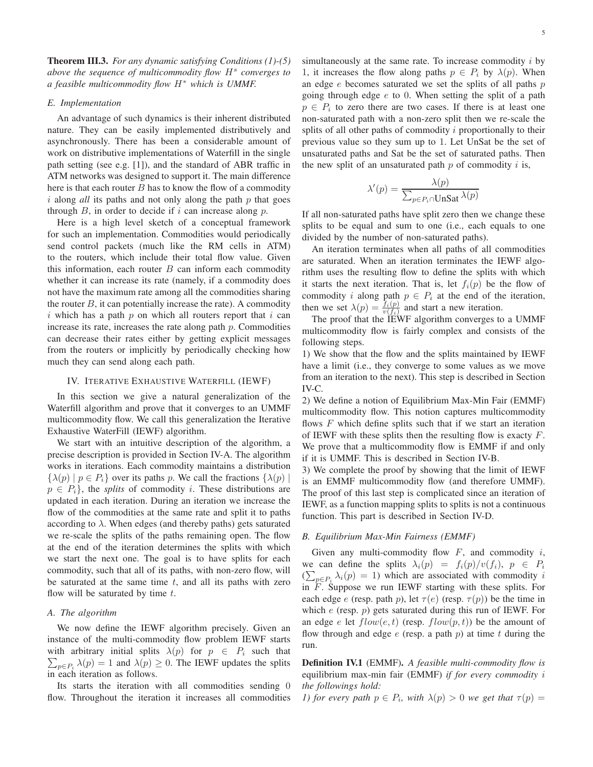**Theorem III.3.** *For any dynamic satisfying Conditions (1)-(5) above the sequence of multicommodity flow $H^s$ converges to a feasible multicommodity flow $H^*$ which is UMMF.*

### E. Implementation

An advantage of such dynamics is their inherent distributed nature. They can be easily implemented distributively and asynchronously. There has been a considerable amount of work on distributive implementations of Waterfill in the single path setting (see e.g. [1]), and the standard of ABR traffic in ATM networks was designed to support it. The main difference here is that each router $B$ has to know the flow of a commodity $i$ along *all* its paths and not only along the path $p$ that goes through $B$, in order to decide if $i$ can increase along $p$.

Here is a high level sketch of a conceptual framework for such an implementation. Commodities would periodically send control packets (much like the RM cells in ATM) to the routers, which include their total flow value. Given this information, each router $B$ can inform each commodity whether it can increase its rate (namely, if a commodity does not have the maximum rate among all the commodities sharing the router $B$, it can potentially increase the rate). A commodity $i$ which has a path $p$ on which all routers report that $i$ can increase its rate, increases the rate along path $p$. Commodities can decrease their rates either by getting explicit messages from the routers or implicitly by periodically checking how much they can send along each path.

## IV. Iterative Exhaustive Waterfill (IEWF)

In this section we give a natural generalization of the Waterfill algorithm and prove that it converges to an UMMF multicommodity flow. We call this generalization the Iterative Exhaustive WaterFill (IEWF) algorithm.

We start with an intuitive description of the algorithm, a precise description is provided in Section IV-A. The algorithm works in iterations. Each commodity maintains a distribution $\{\lambda(p) \mid p \in P_i\}$ over its paths $p$. We call the fractions $\{\lambda(p) \mid p \in P_i\}$, the *splits* of commodity $i$. These distributions are updated in each iteration. During an iteration we increase the flow of the commodities at the same rate and split it to paths according to $\lambda$. When edges (and thereby paths) gets saturated we re-scale the splits of the paths remaining open. The flow at the end of the iteration determines the splits with which we start the next one. The goal is to have splits for each commodity, such that all of its paths, with non-zero flow, will be saturated at the same time $t$, and all its paths with zero flow will be saturated by time $t$.

### A. The algorithm

We now define the IEWF algorithm precisely. Given an instance of the multi-commodity flow problem IEWF starts with arbitrary initial splits $\lambda(p)$ for $p \in P_i$ such that $\sum_{p \in P_i} \lambda(p) = 1$ and $\lambda(p) \geq 0$. The IEWF updates the splits in each iteration as follows.

Its starts the iteration with all commodities sending 0 flow. Throughout the iteration it increases all commodities simultaneously at the same rate. To increase commodity $i$ by 1, it increases the flow along paths $p \in P_i$ by $\lambda(p)$. When an edge $e$ becomes saturated we set the splits of all paths $p$ going through edge $e$ to 0. When setting the split of a path $p \in P_i$ to zero there are two cases. If there is at least one non-saturated path with a non-zero split then we re-scale the splits of all other paths of commodity $i$ proportionally to their previous value so they sum up to 1. Let UnSat be the set of unsaturated paths and Sat be the set of saturated paths. Then the new split of an unsaturated path $p$ of commodity $i$ is,

$$\lambda'(p) = \frac{\lambda(p)}{\sum_{p \in P_i \cap \text{UnSat}} \lambda(p)}$$

If all non-saturated paths have split zero then we change these splits to be equal and sum to one (i.e., each equals to one divided by the number of non-saturated paths).

An iteration terminates when all paths of all commodities are saturated. When an iteration terminates the IEWF algorithm uses the resulting flow to define the splits with which it starts the next iteration. That is, let $f_i(p)$ be the flow of commodity $i$ along path $p \in P_i$ at the end of the iteration, then we set $\lambda(p) = \frac{f_i(p)}{v(f_i)}$ and start a new iteration.

The proof that the IEWF algorithm converges to a UMMF multicommodity flow is fairly complex and consists of the following steps.

1) We show that the flow and the splits maintained by IEWF have a limit (i.e., they converge to some values as we move from an iteration to the next). This step is described in Section IV-C.

2) We define a notion of Equilibrium Max-Min Fair (EMMF) multicommodity flow. This notion captures multicommodity flows $F$ which define splits such that if we start an iteration of IEWF with these splits then the resulting flow is exacty $F$. We prove that a multicommodity flow is EMMF if and only if it is UMMF. This is described in Section IV-B.

3) We complete the proof by showing that the limit of IEWF is an EMMF multicommodity flow (and therefore UMMF). The proof of this last step is complicated since an iteration of IEWF, as a function mapping splits to splits is not a continuous function. This part is described in Section IV-D.

### B. Equilibrium Max-Min Fairness (EMMF)

Given any multi-commodity flow $F$, and commodity $i$, we can define the splits $\lambda_i(p) = f_i(p)/v(f_i)$, $p \in P_i$ ($\sum_{p \in P_i} \lambda_i(p) = 1$) which are associated with commodity $i$ in $F$. Suppose we run IEWF starting with these splits. For each edge $e$ (resp. path $p$), let $\tau(e)$ (resp. $\tau(p)$) be the time in which $e$ (resp. $p$) gets saturated during this run of IEWF. For an edge $e$ let $flow(e, t)$ (resp. $flow(p, t)$) be the amount of flow through and edge $e$ (resp. a path $p$) at time $t$ during the run.

**Definition IV.1** (EMMF). *A feasible multi-commodity flow is* equilibrium max-min fair (EMMF) *if for every commodity $i$ the followings hold:*

*1) for every path $p \in P_i$, with $\lambda(p) > 0$ we get that $\tau(p) =$*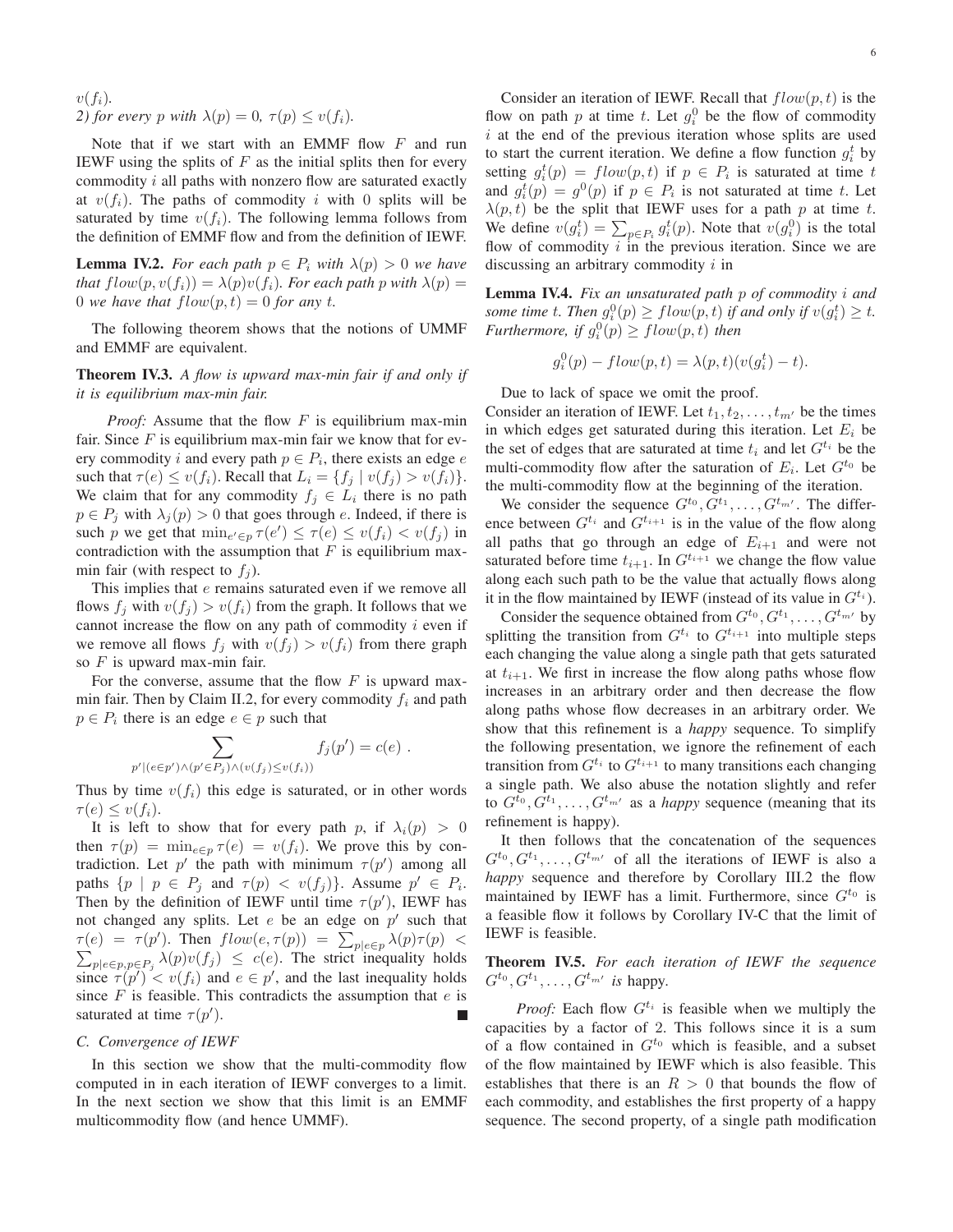$v(f_i)$.

*2) for every $p$ with $\lambda(p) = 0$, $\tau(p) \leq v(f_i)$.*

Note that if we start with an EMMF flow $F$ and run IEWF using the splits of $F$ as the initial splits then for every commodity $i$ all paths with nonzero flow are saturated exactly at $v(f_i)$. The paths of commodity $i$ with 0 splits will be saturated by time $v(f_i)$. The following lemma follows from the definition of EMMF flow and from the definition of IEWF.

**Lemma IV.2.** *For each path $p \in P_i$ with $\lambda(p) > 0$ we have that $flow(p, v(f_i)) = \lambda(p)v(f_i)$. For each path $p$ with $\lambda(p) = 0$ we have that $flow(p,t) = 0$ for any $t$.*

The following theorem shows that the notions of UMMF and EMMF are equivalent.

**Theorem IV.3.** *A flow is upward max-min fair if and only if it is equilibrium max-min fair.*

*Proof:* Assume that the flow $F$ is equilibrium max-min fair. Since $F$ is equilibrium max-min fair we know that for every commodity $i$ and every path $p \in P_i$, there exists an edge $e$ such that $\tau(e) \leq v(f_i)$. Recall that $L_i = \{f_j \mid v(f_j) > v(f_i)\}$. We claim that for any commodity $f_j \in L_i$ there is no path $p \in P_j$ with $\lambda_j(p) > 0$ that goes through $e$. Indeed, if there is such $p$ we get that $\min_{e' \in p} \tau(e') \leq \tau(e) \leq v(f_i) < v(f_j)$ in contradiction with the assumption that $F$ is equilibrium max-min fair (with respect to $f_j$).

This implies that $e$ remains saturated even if we remove all flows $f_j$ with $v(f_j) > v(f_i)$ from the graph. It follows that we cannot increase the flow on any path of commodity $i$ even if we remove all flows $f_j$ with $v(f_j) > v(f_i)$ from there graph so $F$ is upward max-min fair.

For the converse, assume that the flow $F$ is upward max-min fair. Then by Claim II.2, for every commodity $f_i$ and path $p \in P_i$ there is an edge $e \in p$ such that

$$\sum_{p' | (e \in p') \wedge (p' \in P_j) \wedge (v(f_j) \leq v(f_i))} f_j(p') = c(e) \ .$$

Thus by time $v(f_i)$ this edge is saturated, or in other words $\tau(e) \leq v(f_i)$.

It is left to show that for every path $p$, if $\lambda_i(p) > 0$ then $\tau(p) = \min_{e \in p} \tau(e) = v(f_i)$. We prove this by contradiction. Let $p'$ the path with minimum $\tau(p')$ among all paths $\{p \mid p \in P_j \text{ and } \tau(p) < v(f_j)\}$. Assume $p' \in P_i$. Then by the definition of IEWF until time $\tau(p')$, IEWF has not changed any splits. Let $e$ be an edge on $p'$ such that $\tau(e) = \tau(p')$. Then $flow(e, \tau(p)) = \sum_{p|e \in p} \lambda(p)\tau(p) < \sum_{p|e \in p, p \in P_j} \lambda(p)v(f_j) \leq c(e)$. The strict inequality holds since $\tau(p') < v(f_i)$ and $e \in p'$, and the last inequality holds since $F$ is feasible. This contradicts the assumption that $e$ is saturated at time $\tau(p')$. ∎

### C. Convergence of IEWF

In this section we show that the multi-commodity flow computed in in each iteration of IEWF converges to a limit. In the next section we show that this limit is an EMMF multicommodity flow (and hence UMMF).

Consider an iteration of IEWF. Recall that $flow(p,t)$ is the flow on path $p$ at time $t$. Let $g_i^0$ be the flow of commodity $i$ at the end of the previous iteration whose splits are used to start the current iteration. We define a flow function $g_i^t$ by setting $g_i^t(p) = flow(p,t)$ if $p \in P_i$ is saturated at time $t$ and $g_i^t(p) = g^0(p)$ if $p \in P_i$ is not saturated at time $t$. Let $\lambda(p,t)$ be the split that IEWF uses for a path $p$ at time $t$. We define $v(g_i^t) = \sum_{p \in P_i} g_i^t(p)$. Note that $v(g_i^0)$ is the total flow of commodity $i$ in the previous iteration. Since we are discussing an arbitrary commodity $i$ in

**Lemma IV.4.** *Fix an unsaturated path $p$ of commodity $i$ and some time $t$. Then $g_i^0(p) \geq flow(p,t)$ if and only if $v(g_i^t) \geq t$. Furthermore, if $g_i^0(p) \geq flow(p,t)$ then*

$$g_i^0(p) - flow(p,t) = \lambda(p,t)(v(g_i^t) - t).$$

Due to lack of space we omit the proof.

Consider an iteration of IEWF. Let $t_1, t_2, \ldots, t_{m'}$ be the times in which edges get saturated during this iteration. Let $E_i$ be the set of edges that are saturated at time $t_i$ and let $G^{t_i}$ be the multi-commodity flow after the saturation of $E_i$. Let $G^{t_0}$ be the multi-commodity flow at the beginning of the iteration.

We consider the sequence $G^{t_0}, G^{t_1}, \ldots, G^{t_{m'}}$. The difference between $G^{t_i}$ and $G^{t_{i+1}}$ is in the value of the flow along all paths that go through an edge of $E_{i+1}$ and were not saturated before time $t_{i+1}$. In $G^{t_{i+1}}$ we change the flow value along each such path to be the value that actually flows along it in the flow maintained by IEWF (instead of its value in $G^{t_i}$).

Consider the sequence obtained from $G^{t_0}, G^{t_1}, \ldots, G^{t_{m'}}$ by splitting the transition from $G^{t_i}$ to $G^{t_{i+1}}$ into multiple steps each changing the value along a single path that gets saturated at $t_{i+1}$. We first in increase the flow along paths whose flow increases in an arbitrary order and then decrease the flow along paths whose flow decreases in an arbitrary order. We show that this refinement is a *happy* sequence. To simplify the following presentation, we ignore the refinement of each transition from $G^{t_i}$ to $G^{t_{i+1}}$ to many transitions each changing a single path. We also abuse the notation slightly and refer to $G^{t_0}, G^{t_1}, \ldots, G^{t_{m'}}$ as a *happy* sequence (meaning that its refinement is happy).

It then follows that the concatenation of the sequences $G^{t_0}, G^{t_1}, \ldots, G^{t_{m'}}$ of all the iterations of IEWF is also a *happy* sequence and therefore by Corollary III.2 the flow maintained by IEWF has a limit. Furthermore, since $G^{t_0}$ is a feasible flow it follows by Corollary IV-C that the limit of IEWF is feasible.

**Theorem IV.5.** *For each iteration of IEWF the sequence $G^{t_0}, G^{t_1}, \ldots, G^{t_{m'}}$ is* happy.

*Proof:* Each flow $G^{t_i}$ is feasible when we multiply the capacities by a factor of 2. This follows since it is a sum of a flow contained in $G^{t_0}$ which is feasible, and a subset of the flow maintained by IEWF which is also feasible. This establishes that there is an $R > 0$ that bounds the flow of each commodity, and establishes the first property of a happy sequence. The second property, of a single path modification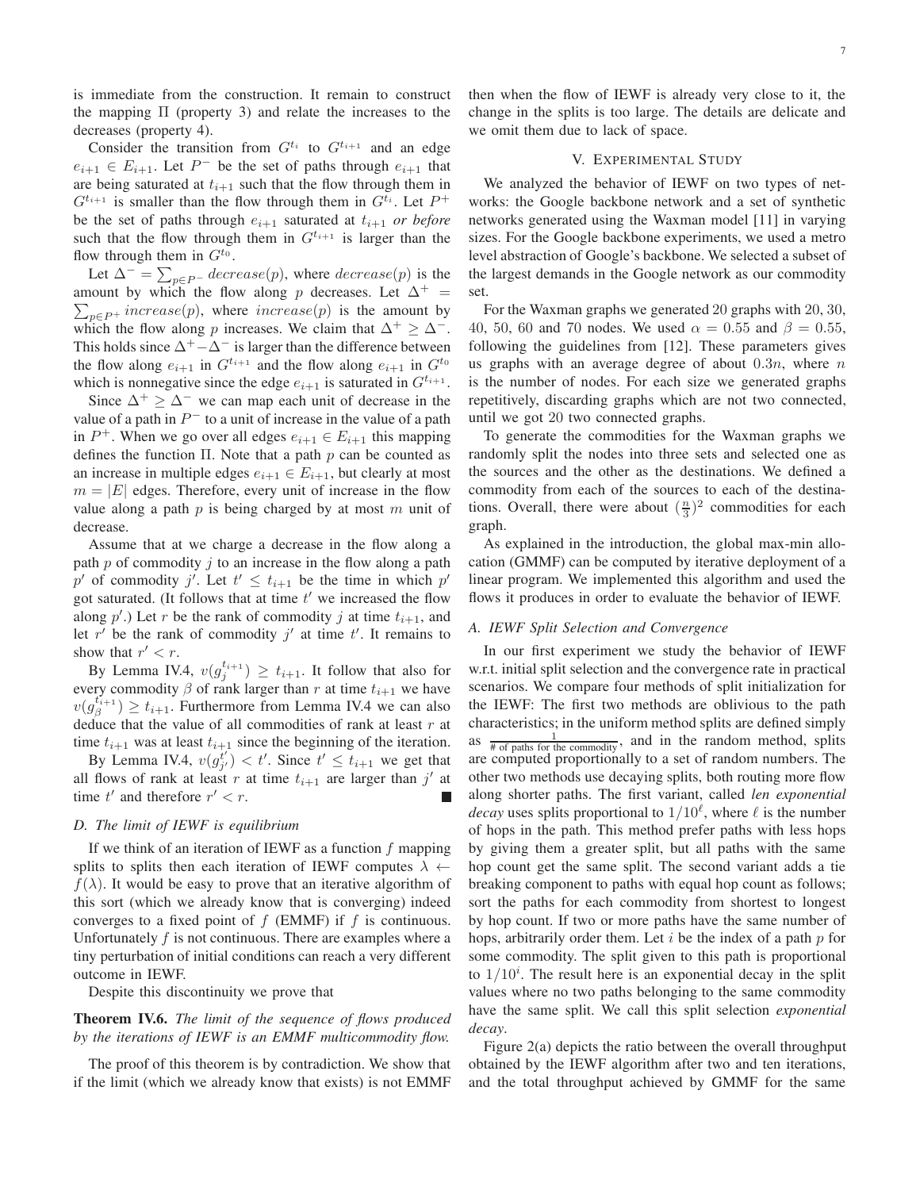is immediate from the construction. It remain to construct the mapping $\Pi$ (property 3) and relate the increases to the decreases (property 4).

Consider the transition from $G^{t_i}$ to $G^{t_{i+1}}$ and an edge $e_{i+1} \in E_{i+1}$. Let $P^-$ be the set of paths through $e_{i+1}$ that are being saturated at $t_{i+1}$ such that the flow through them in $G^{t_{i+1}}$ is smaller than the flow through them in $G^{t_i}$. Let $P^+$ be the set of paths through $e_{i+1}$ saturated at $t_{i+1}$ *or before* such that the flow through them in $G^{t_{i+1}}$ is larger than the flow through them in $G^{t_0}$.

Let $\Delta^- = \sum_{p \in P^-} decrease(p)$, where $decrease(p)$ is the amount by which the flow along $p$ decreases. Let $\Delta^+ = \sum_{p \in P^+} increase(p)$, where $increase(p)$ is the amount by which the flow along $p$ increases. We claim that $\Delta^+ \geq \Delta^-$. This holds since $\Delta^+ - \Delta^-$ is larger than the difference between the flow along $e_{i+1}$ in $G^{t_{i+1}}$ and the flow along $e_{i+1}$ in $G^{t_0}$ which is nonnegative since the edge $e_{i+1}$ is saturated in $G^{t_{i+1}}$.

Since $\Delta^+ \geq \Delta^-$ we can map each unit of decrease in the value of a path in $P^-$ to a unit of increase in the value of a path in $P^+$. When we go over all edges $e_{i+1} \in E_{i+1}$ this mapping defines the function $\Pi$. Note that a path $p$ can be counted as an increase in multiple edges $e_{i+1} \in E_{i+1}$, but clearly at most $m = |E|$ edges. Therefore, every unit of increase in the flow value along a path $p$ is being charged by at most $m$ unit of decrease.

Assume that at we charge a decrease in the flow along a path $p$ of commodity $j$ to an increase in the flow along a path $p'$ of commodity $j'$. Let $t' \leq t_{i+1}$ be the time in which $p'$ got saturated. (It follows that at time $t'$ we increased the flow along $p'$.) Let $r$ be the rank of commodity $j$ at time $t_{i+1}$, and let $r'$ be the rank of commodity $j'$ at time $t'$. It remains to show that $r' < r$.

By Lemma IV.4, $v(g_j^{t_{i+1}}) \geq t_{i+1}$. It follow that also for every commodity $\beta$ of rank larger than $r$ at time $t_{i+1}$ we have $v(g_\beta^{t_{i+1}}) \geq t_{i+1}$. Furthermore from Lemma IV.4 we can also deduce that the value of all commodities of rank at least $r$ at time $t_{i+1}$ was at least $t_{i+1}$ since the beginning of the iteration.

By Lemma IV.4, $v(g_{j'}^{t'}) < t'$. Since $t' \leq t_{i+1}$ we get that all flows of rank at least $r$ at time $t_{i+1}$ are larger than $j'$ at time $t'$ and therefore $r' < r$. ∎

### D. The limit of IEWF is equilibrium

If we think of an iteration of IEWF as a function $f$ mapping splits to splits then each iteration of IEWF computes $\lambda \leftarrow f(\lambda)$. It would be easy to prove that an iterative algorithm of this sort (which we already know that is converging) indeed converges to a fixed point of $f$ (EMMF) if $f$ is continuous. Unfortunately $f$ is not continuous. There are examples where a tiny perturbation of initial conditions can reach a very different outcome in IEWF.

Despite this discontinuity we prove that

**Theorem IV.6.** *The limit of the sequence of flows produced by the iterations of IEWF is an EMMF multicommodity flow.*

The proof of this theorem is by contradiction. We show that if the limit (which we already know that exists) is not EMMF then when the flow of IEWF is already very close to it, the change in the splits is too large. The details are delicate and we omit them due to lack of space.

## V. Experimental Study

We analyzed the behavior of IEWF on two types of networks: the Google backbone network and a set of synthetic networks generated using the Waxman model [11] in varying sizes. For the Google backbone experiments, we used a metro level abstraction of Google's backbone. We selected a subset of the largest demands in the Google network as our commodity set.

For the Waxman graphs we generated 20 graphs with 20, 30, 40, 50, 60 and 70 nodes. We used $\alpha = 0.55$ and $\beta = 0.55$, following the guidelines from [12]. These parameters gives us graphs with an average degree of about $0.3n$, where $n$ is the number of nodes. For each size we generated graphs repetitively, discarding graphs which are not two connected, until we got 20 two connected graphs.

To generate the commodities for the Waxman graphs we randomly split the nodes into three sets and selected one as the sources and the other as the destinations. We defined a commodity from each of the sources to each of the destinations. Overall, there were about $(\frac{n}{3})^2$ commodities for each graph.

As explained in the introduction, the global max-min allocation (GMMF) can be computed by iterative deployment of a linear program. We implemented this algorithm and used the flows it produces in order to evaluate the behavior of IEWF.

### A. IEWF Split Selection and Convergence

In our first experiment we study the behavior of IEWF w.r.t. initial split selection and the convergence rate in practical scenarios. We compare four methods of split initialization for the IEWF: The first two methods are oblivious to the path characteristics; in the uniform method splits are defined simply as $\frac{1}{\text{\# of paths for the commodity}}$, and in the random method, splits are computed proportionally to a set of random numbers. The other two methods use decaying splits, both routing more flow along shorter paths. The first variant, called *len exponential decay* uses splits proportional to $1/10^\ell$, where $\ell$ is the number of hops in the path. This method prefer paths with less hops by giving them a greater split, but all paths with the same hop count get the same split. The second variant adds a tie breaking component to paths with equal hop count as follows; sort the paths for each commodity from shortest to longest by hop count. If two or more paths have the same number of hops, arbitrarily order them. Let $i$ be the index of a path $p$ for some commodity. The split given to this path is proportional to $1/10^i$. The result here is an exponential decay in the split values where no two paths belonging to the same commodity have the same split. We call this split selection *exponential decay*.

Figure 2(a) depicts the ratio between the overall throughput obtained by the IEWF algorithm after two and ten iterations, and the total throughput achieved by GMMF for the same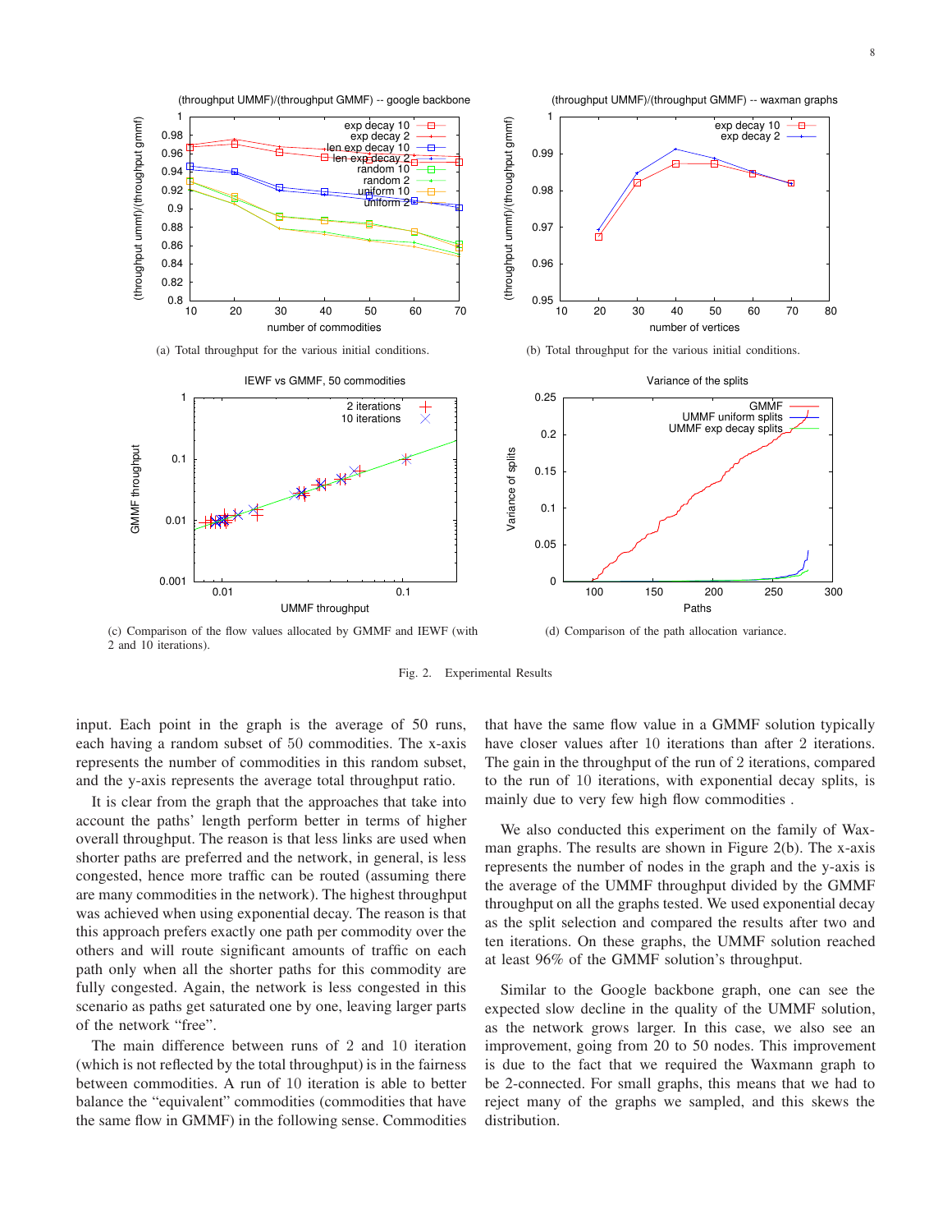(a) Total throughput for the various initial conditions.

(b) Total throughput for the various initial conditions.

(c) Comparison of the flow values allocated by GMMF and IEWF (with 2 and 10 iterations).

(d) Comparison of the path allocation variance.

Fig. 2. Experimental Results

input. Each point in the graph is the average of 50 runs, each having a random subset of 50 commodities. The x-axis represents the number of commodities in this random subset, and the y-axis represents the average total throughput ratio.

It is clear from the graph that the approaches that take into account the paths' length perform better in terms of higher overall throughput. The reason is that less links are used when shorter paths are preferred and the network, in general, is less congested, hence more traffic can be routed (assuming there are many commodities in the network). The highest throughput was achieved when using exponential decay. The reason is that this approach prefers exactly one path per commodity over the others and will route significant amounts of traffic on each path only when all the shorter paths for this commodity are fully congested. Again, the network is less congested in this scenario as paths get saturated one by one, leaving larger parts of the network "free".

The main difference between runs of 2 and 10 iteration (which is not reflected by the total throughput) is in the fairness between commodities. A run of 10 iteration is able to better balance the "equivalent" commodities (commodities that have the same flow in GMMF) in the following sense. Commodities that have the same flow value in a GMMF solution typically have closer values after 10 iterations than after 2 iterations. The gain in the throughput of the run of 2 iterations, compared to the run of 10 iterations, with exponential decay splits, is mainly due to very few high flow commodities .

We also conducted this experiment on the family of Waxman graphs. The results are shown in Figure 2(b). The x-axis represents the number of nodes in the graph and the y-axis is the average of the UMMF throughput divided by the GMMF throughput on all the graphs tested. We used exponential decay as the split selection and compared the results after two and ten iterations. On these graphs, the UMMF solution reached at least 96% of the GMMF solution's throughput.

Similar to the Google backbone graph, one can see the expected slow decline in the quality of the UMMF solution, as the network grows larger. In this case, we also see an improvement, going from 20 to 50 nodes. This improvement is due to the fact that we required the Waxmann graph to be 2-connected. For small graphs, this means that we had to reject many of the graphs we sampled, and this skews the distribution.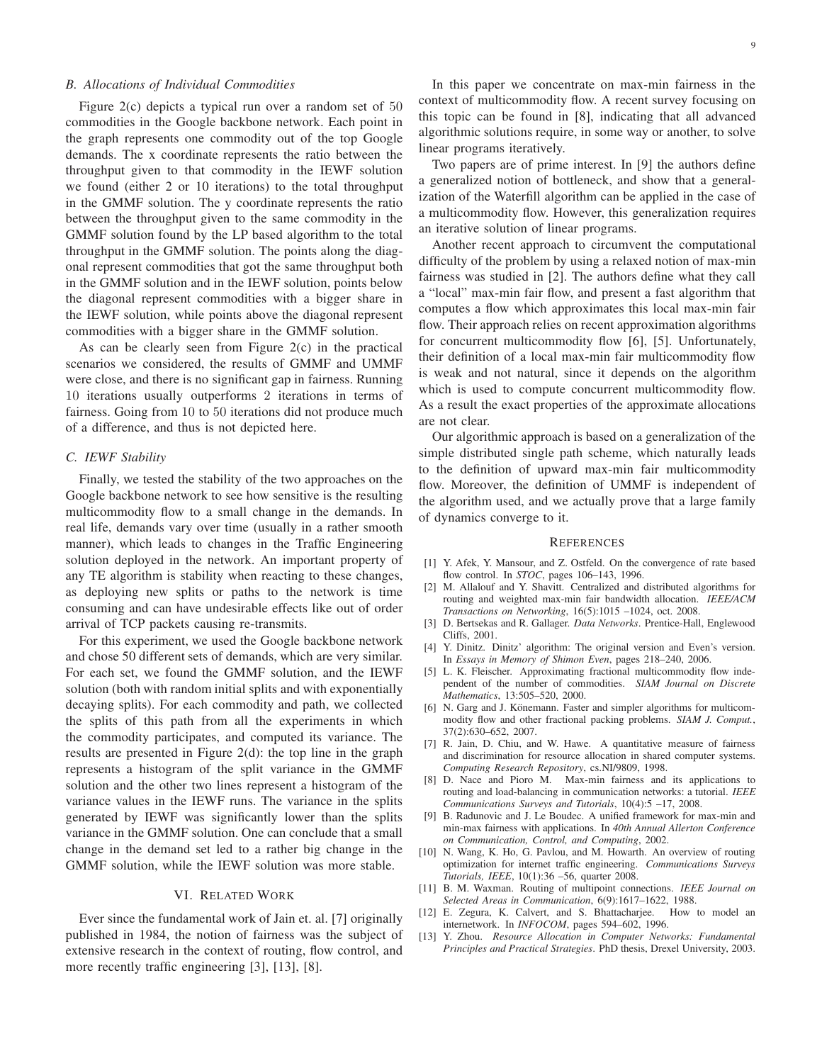### B. Allocations of Individual Commodities

Figure 2(c) depicts a typical run over a random set of 50 commodities in the Google backbone network. Each point in the graph represents one commodity out of the top Google demands. The x coordinate represents the ratio between the throughput given to that commodity in the IEWF solution we found (either 2 or 10 iterations) to the total throughput in the GMMF solution. The y coordinate represents the ratio between the throughput given to the same commodity in the GMMF solution found by the LP based algorithm to the total throughput in the GMMF solution. The points along the diagonal represent commodities that got the same throughput both in the GMMF solution and in the IEWF solution, points below the diagonal represent commodities with a bigger share in the IEWF solution, while points above the diagonal represent commodities with a bigger share in the GMMF solution.

As can be clearly seen from Figure 2(c) in the practical scenarios we considered, the results of GMMF and UMMF were close, and there is no significant gap in fairness. Running 10 iterations usually outperforms 2 iterations in terms of fairness. Going from 10 to 50 iterations did not produce much of a difference, and thus is not depicted here.

### C. IEWF Stability

Finally, we tested the stability of the two approaches on the Google backbone network to see how sensitive is the resulting multicommodity flow to a small change in the demands. In real life, demands vary over time (usually in a rather smooth manner), which leads to changes in the Traffic Engineering solution deployed in the network. An important property of any TE algorithm is stability when reacting to these changes, as deploying new splits or paths to the network is time consuming and can have undesirable effects like out of order arrival of TCP packets causing re-transmits.

For this experiment, we used the Google backbone network and chose 50 different sets of demands, which are very similar. For each set, we found the GMMF solution, and the IEWF solution (both with random initial splits and with exponentially decaying splits). For each commodity and path, we collected the splits of this path from all the experiments in which the commodity participates, and computed its variance. The results are presented in Figure 2(d): the top line in the graph represents a histogram of the split variance in the GMMF solution and the other two lines represent a histogram of the variance values in the IEWF runs. The variance in the splits generated by IEWF was significantly lower than the splits variance in the GMMF solution. One can conclude that a small change in the demand set led to a rather big change in the GMMF solution, while the IEWF solution was more stable.

## VI. Related Work

Ever since the fundamental work of Jain et. al. [7] originally published in 1984, the notion of fairness was the subject of extensive research in the context of routing, flow control, and more recently traffic engineering [3], [13], [8].

In this paper we concentrate on max-min fairness in the context of multicommodity flow. A recent survey focusing on this topic can be found in [8], indicating that all advanced algorithmic solutions require, in some way or another, to solve linear programs iteratively.

Two papers are of prime interest. In [9] the authors define a generalized notion of bottleneck, and show that a generalization of the Waterfill algorithm can be applied in the case of a multicommodity flow. However, this generalization requires an iterative solution of linear programs.

Another recent approach to circumvent the computational difficulty of the problem by using a relaxed notion of max-min fairness was studied in [2]. The authors define what they call a "local" max-min fair flow, and present a fast algorithm that computes a flow which approximates this local max-min fair flow. Their approach relies on recent approximation algorithms for concurrent multicommodity flow [6], [5]. Unfortunately, their definition of a local max-min fair multicommodity flow is weak and not natural, since it depends on the algorithm which is used to compute concurrent multicommodity flow. As a result the exact properties of the approximate allocations are not clear.

Our algorithmic approach is based on a generalization of the simple distributed single path scheme, which naturally leads to the definition of upward max-min fair multicommodity flow. Moreover, the definition of UMMF is independent of the algorithm used, and we actually prove that a large family of dynamics converge to it.

## References

[1] Y. Afek, Y. Mansour, and Z. Ostfeld. On the convergence of rate based flow control. In *STOC*, pages 106–143, 1996.

[2] M. Allalouf and Y. Shavitt. Centralized and distributed algorithms for routing and weighted max-min fair bandwidth allocation. *IEEE/ACM Transactions on Networking*, 16(5):1015 –1024, oct. 2008.

[3] D. Bertsekas and R. Gallager. *Data Networks*. Prentice-Hall, Englewood Cliffs, 2001.

[4] Y. Dinitz. Dinitz' algorithm: The original version and Even's version. In *Essays in Memory of Shimon Even*, pages 218–240, 2006.

[5] L. K. Fleischer. Approximating fractional multicommodity flow independent of the number of commodities. *SIAM Journal on Discrete Mathematics*, 13:505–520, 2000.

[6] N. Garg and J. Könemann. Faster and simpler algorithms for multicommodity flow and other fractional packing problems. *SIAM J. Comput.*, 37(2):630–652, 2007.

[7] R. Jain, D. Chiu, and W. Hawe. A quantitative measure of fairness and discrimination for resource allocation in shared computer systems. *Computing Research Repository*, cs.NI/9809, 1998.

[8] D. Nace and Pioro M. Max-min fairness and its applications to routing and load-balancing in communication networks: a tutorial. *IEEE Communications Surveys and Tutorials*, 10(4):5 –17, 2008.

[9] B. Radunovic and J. Le Boudec. A unified framework for max-min and min-max fairness with applications. In *40th Annual Allerton Conference on Communication, Control, and Computing*, 2002.

[10] N. Wang, K. Ho, G. Pavlou, and M. Howarth. An overview of routing optimization for internet traffic engineering. *Communications Surveys Tutorials, IEEE*, 10(1):36 –56, quarter 2008.

[11] B. M. Waxman. Routing of multipoint connections. *IEEE Journal on Selected Areas in Communication*, 6(9):1617–1622, 1988.

[12] E. Zegura, K. Calvert, and S. Bhattacharjee. How to model an internetwork. In *INFOCOM*, pages 594–602, 1996.

[13] Y. Zhou. *Resource Allocation in Computer Networks: Fundamental Principles and Practical Strategies*. PhD thesis, Drexel University, 2003.